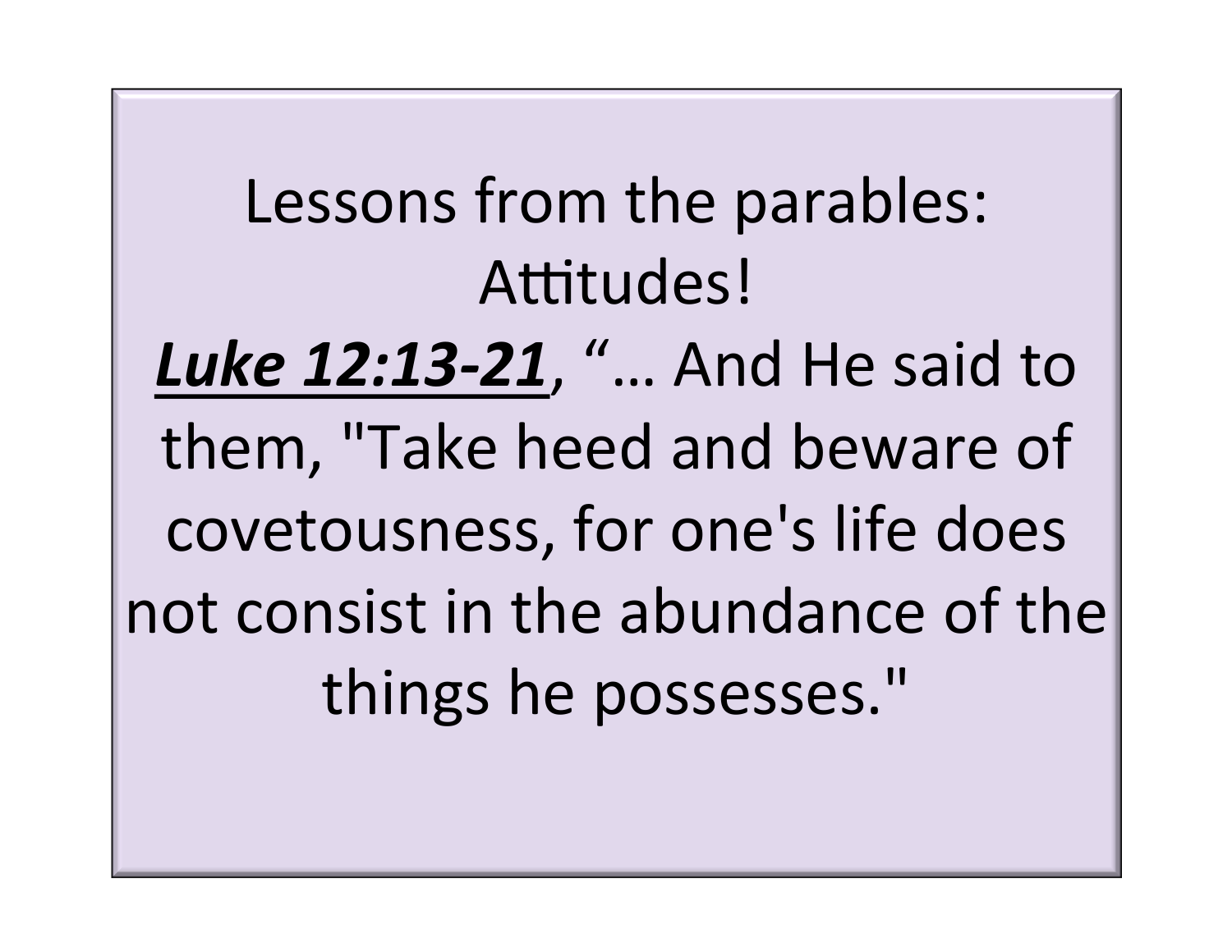# Lessons from the parables: Attitudes!

***Luke 12:13-21***, "… And He said to them, "Take heed and beware of covetousness, for one's life does not consist in the abundance of the things he possesses."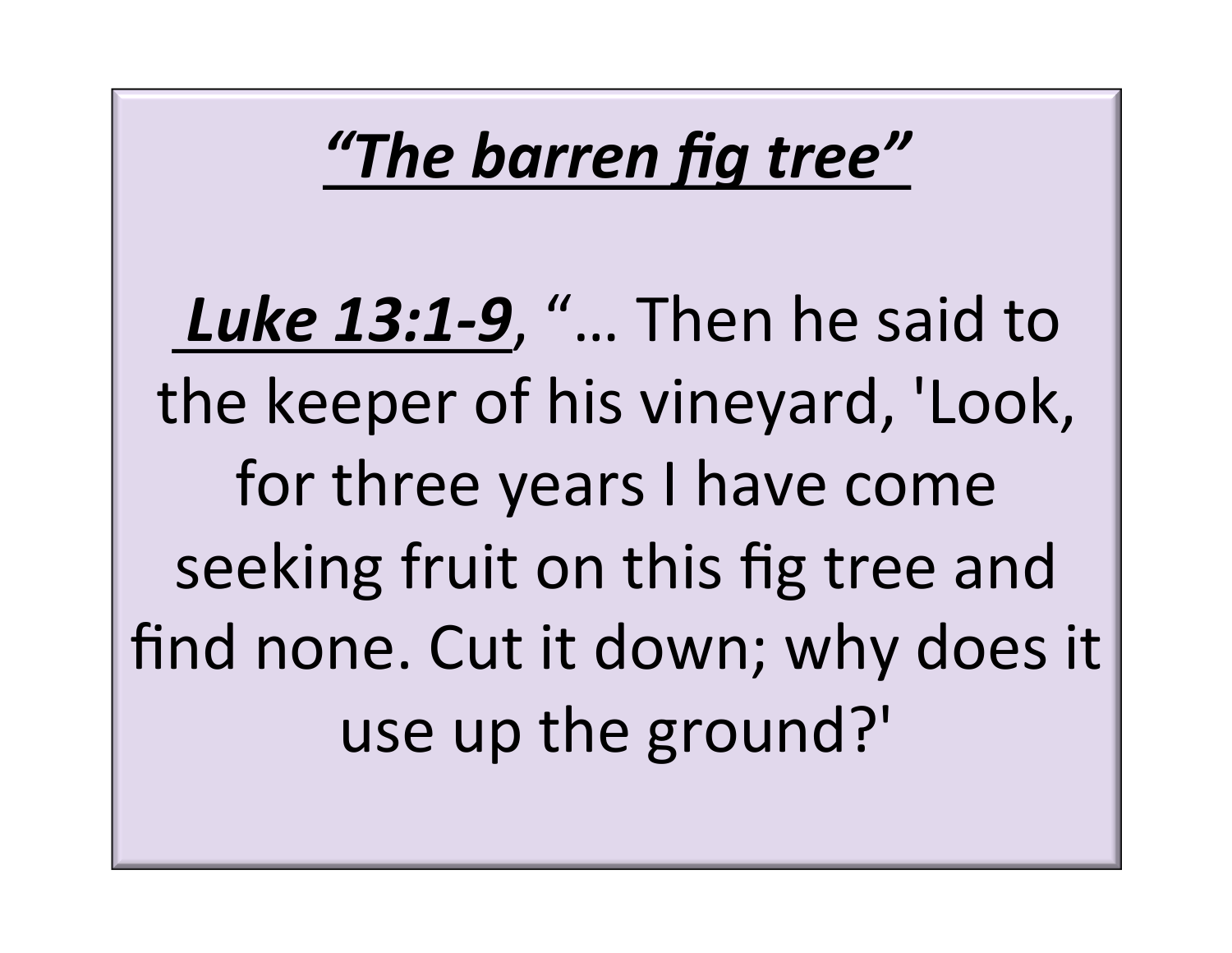# ***"The barren fig tree"***

***Luke 13:1-9***, "… Then he said to the keeper of his vineyard, 'Look, for three years I have come seeking fruit on this fig tree and find none. Cut it down; why does it use up the ground?'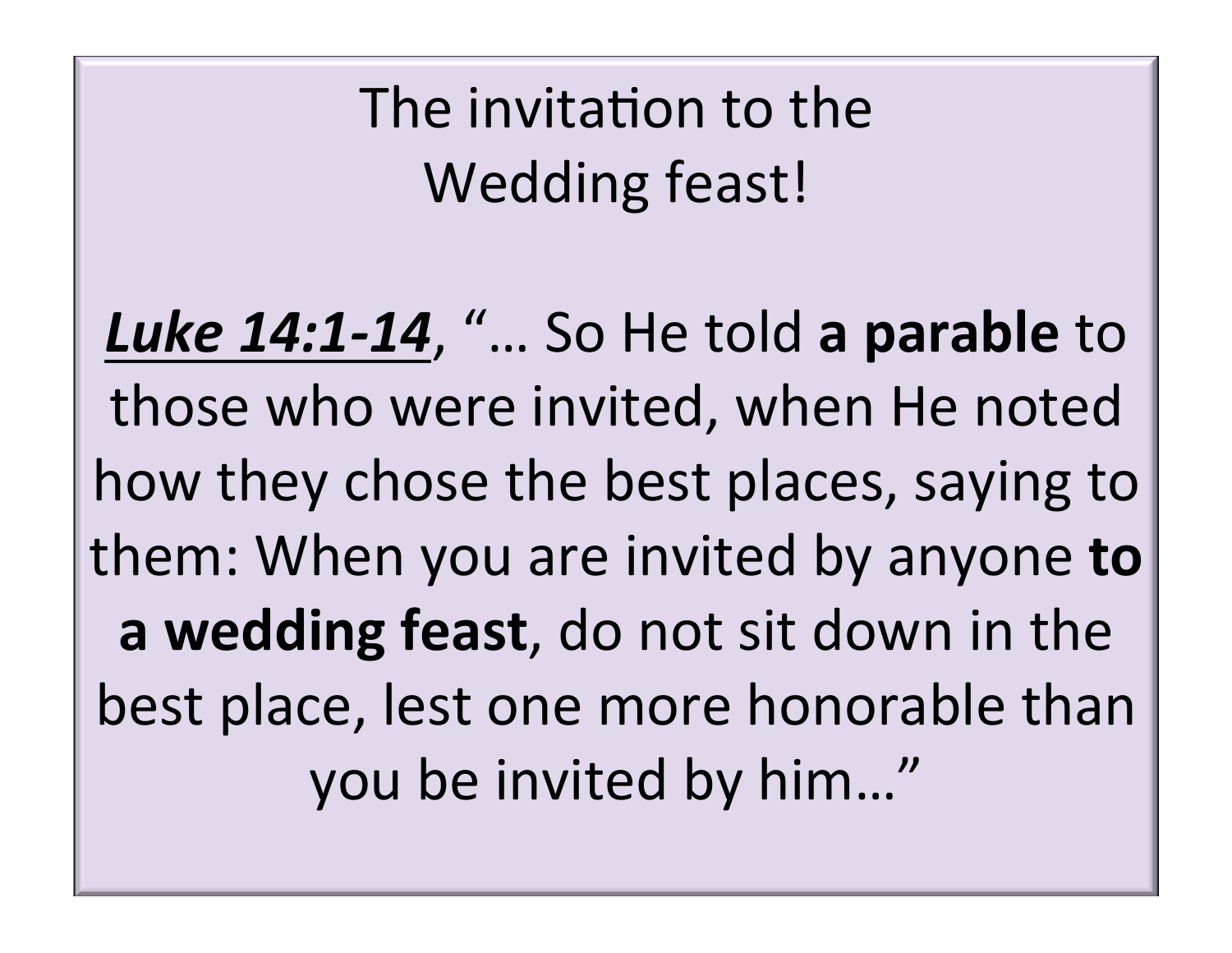# The invitation to the Wedding feast!

***<u>Luke 14:1-14</u>***, "… So He told **a parable** to those who were invited, when He noted how they chose the best places, saying to them: When you are invited by anyone **to a wedding feast**, do not sit down in the best place, lest one more honorable than you be invited by him…"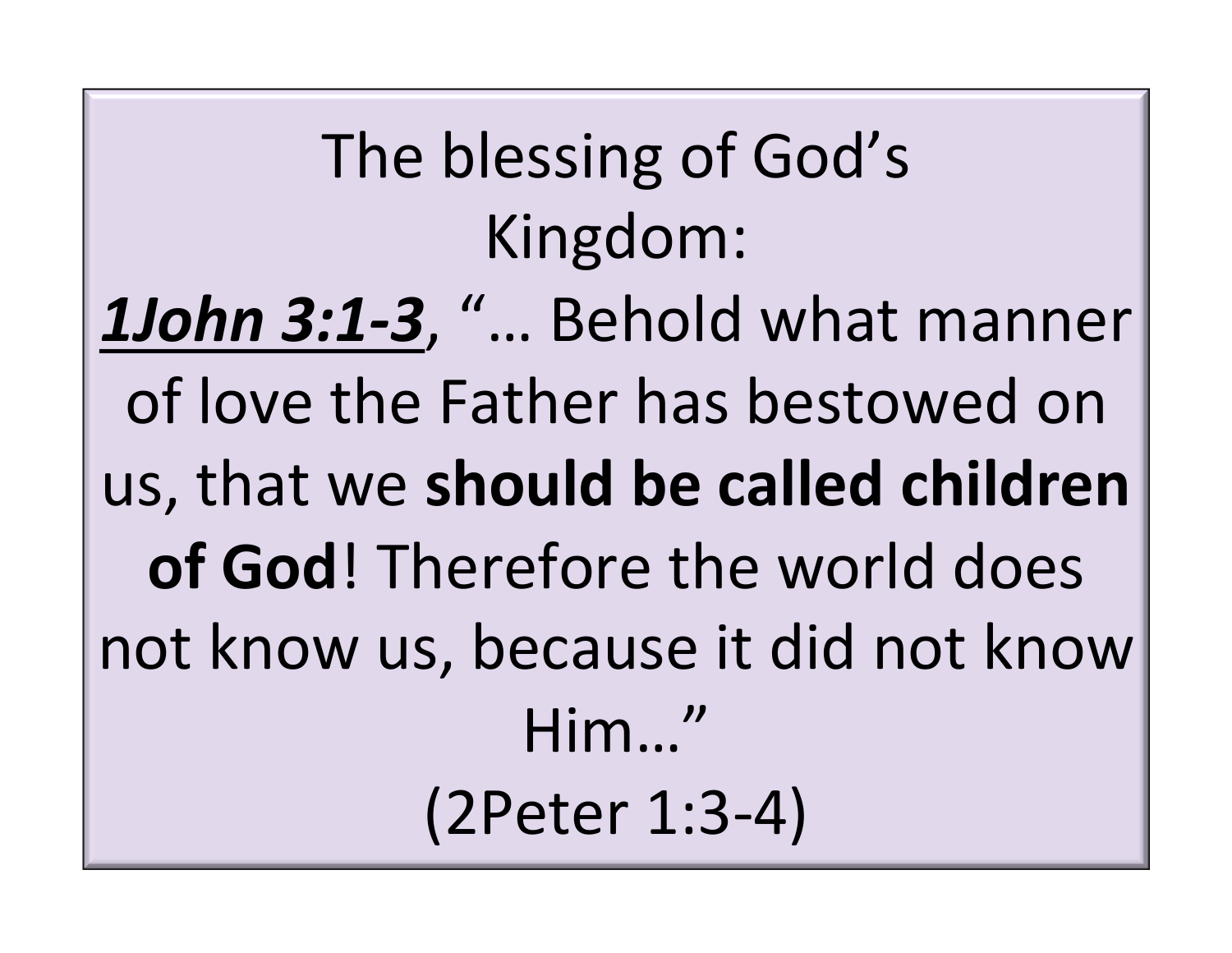The blessing of God's Kingdom:

***1John 3:1-3***, "… Behold what manner of love the Father has bestowed on us, that we **should be called children of God**! Therefore the world does not know us, because it did not know Him…"

(2Peter 1:3-4)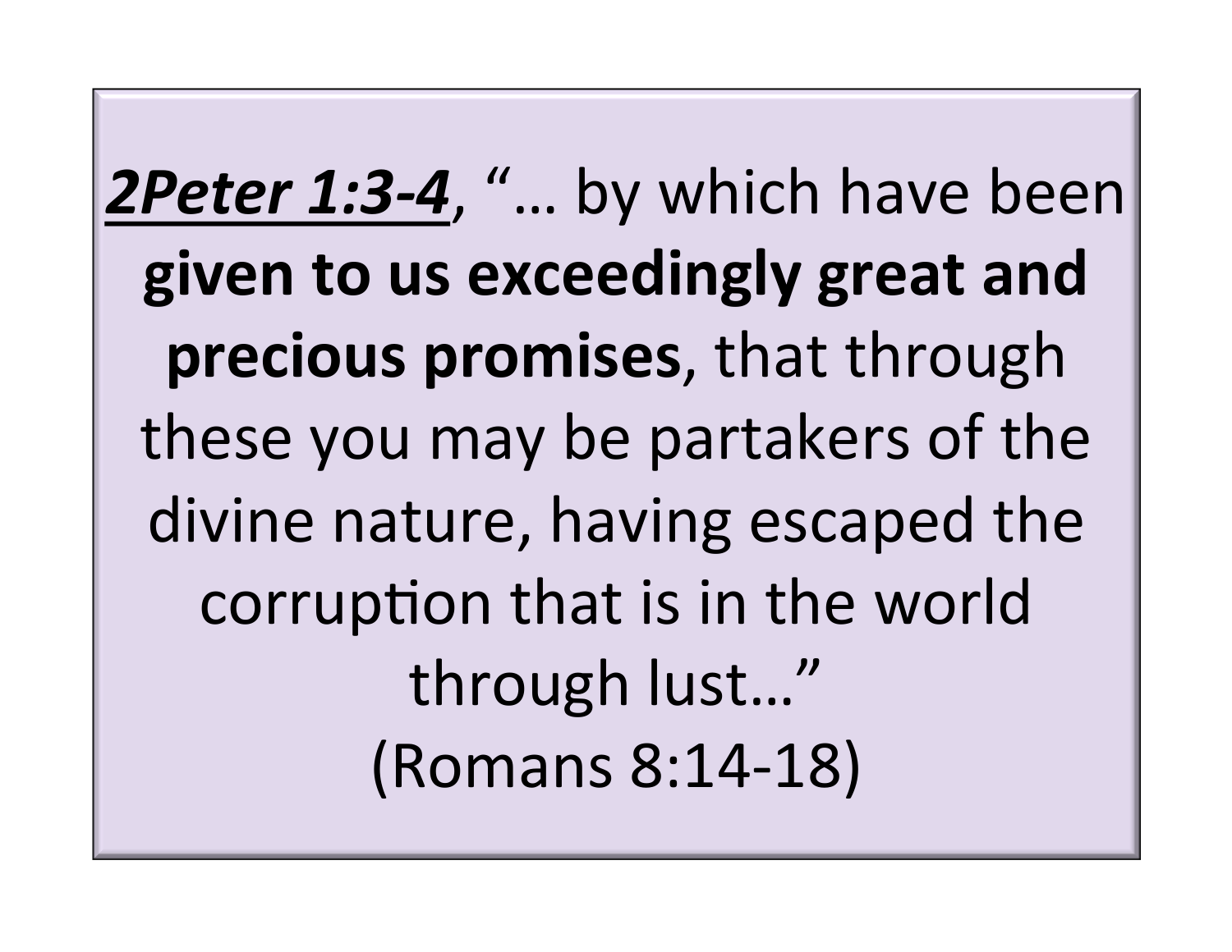***2Peter 1:3-4***, "… by which have been **given to us exceedingly great and precious promises**, that through these you may be partakers of the divine nature, having escaped the corruption that is in the world through lust…"

(Romans 8:14-18)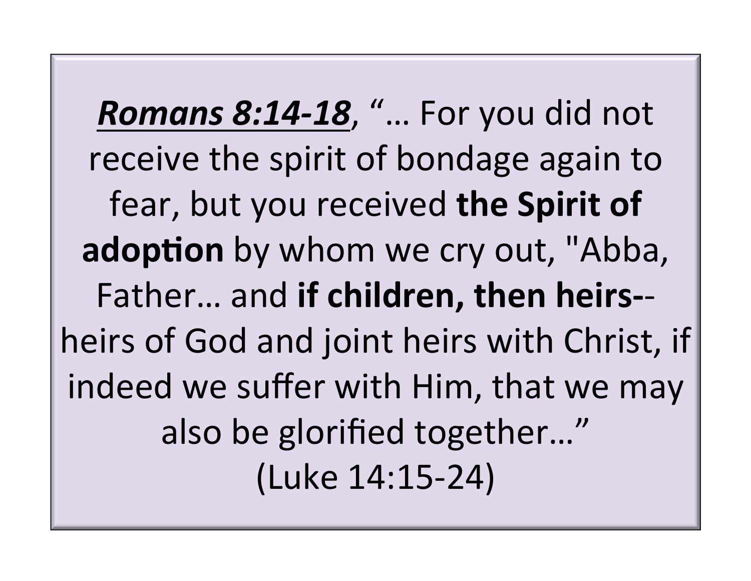***<u>Romans 8:14-18</u>***, "… For you did not receive the spirit of bondage again to fear, but you received **the Spirit of adoption** by whom we cry out, "Abba, Father… and **if children, then heirs-**-heirs of God and joint heirs with Christ, if indeed we suffer with Him, that we may also be glorified together…"

(Luke 14:15-24)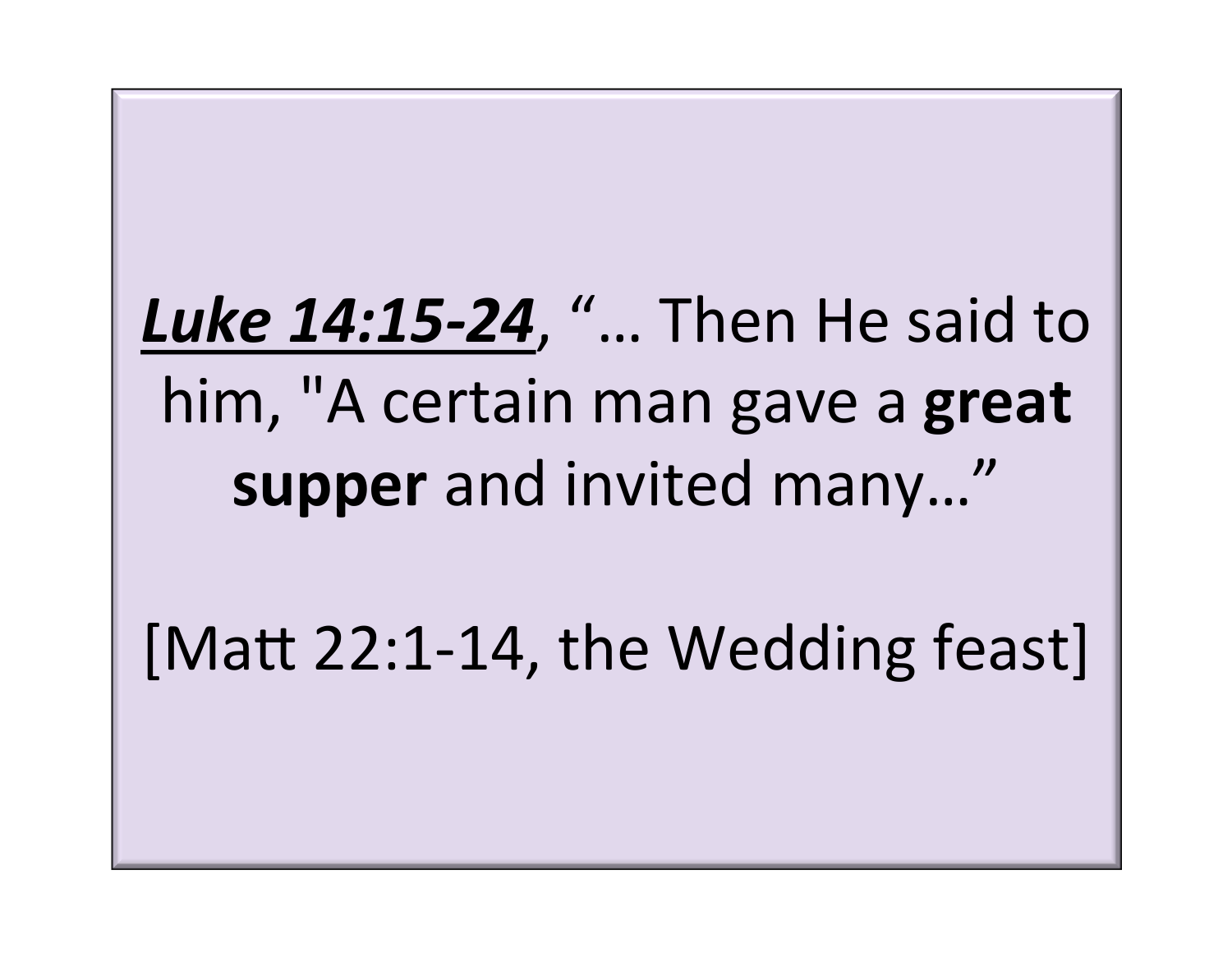***Luke 14:15-24***, "… Then He said to him, "A certain man gave a **great supper** and invited many…"

[Matt 22:1-14, the Wedding feast]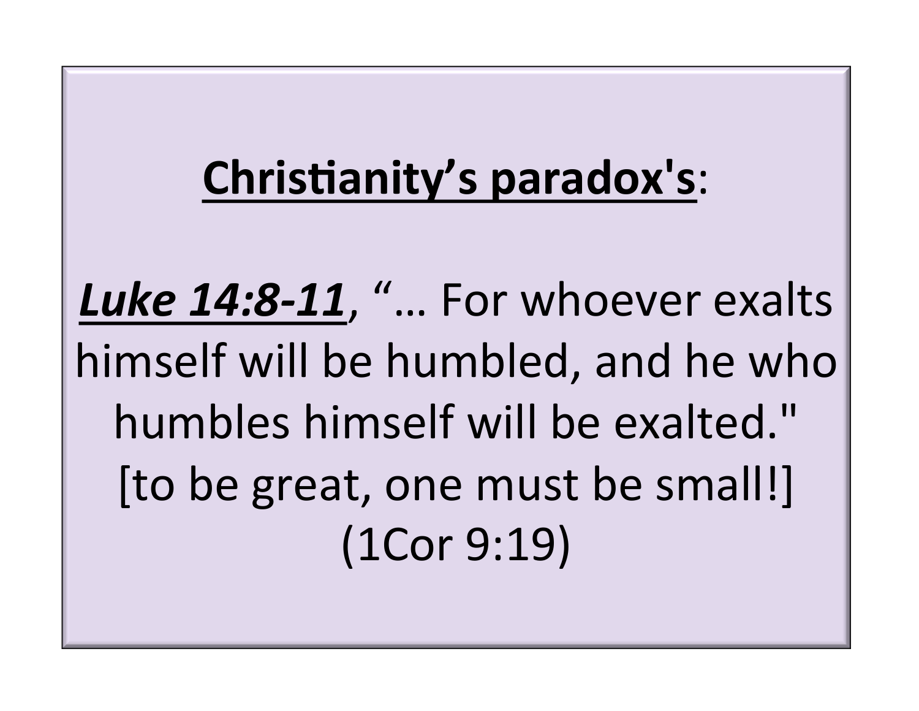**<u>Christianity's paradox's</u>**:

***<u>Luke 14:8-11</u>***, "… For whoever exalts himself will be humbled, and he who humbles himself will be exalted." [to be great, one must be small!] (1Cor 9:19)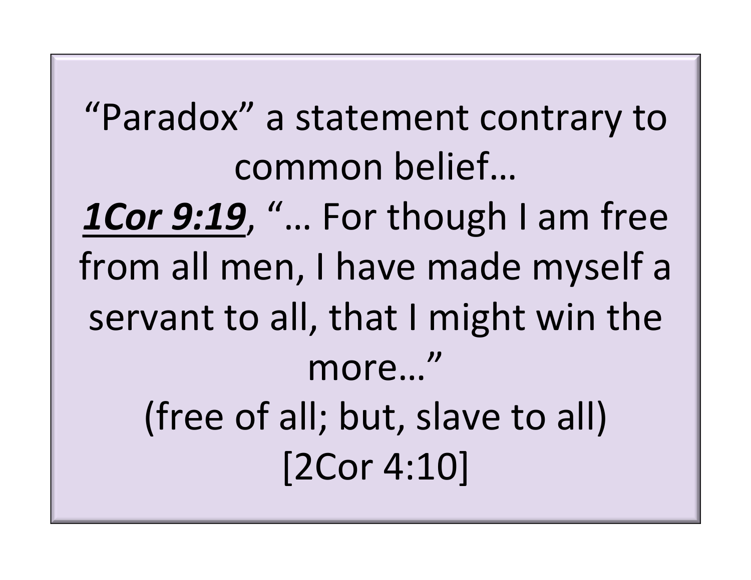"Paradox" a statement contrary to common belief…

***1Cor 9:19***, "… For though I am free from all men, I have made myself a servant to all, that I might win the more…"

(free of all; but, slave to all)

[2Cor 4:10]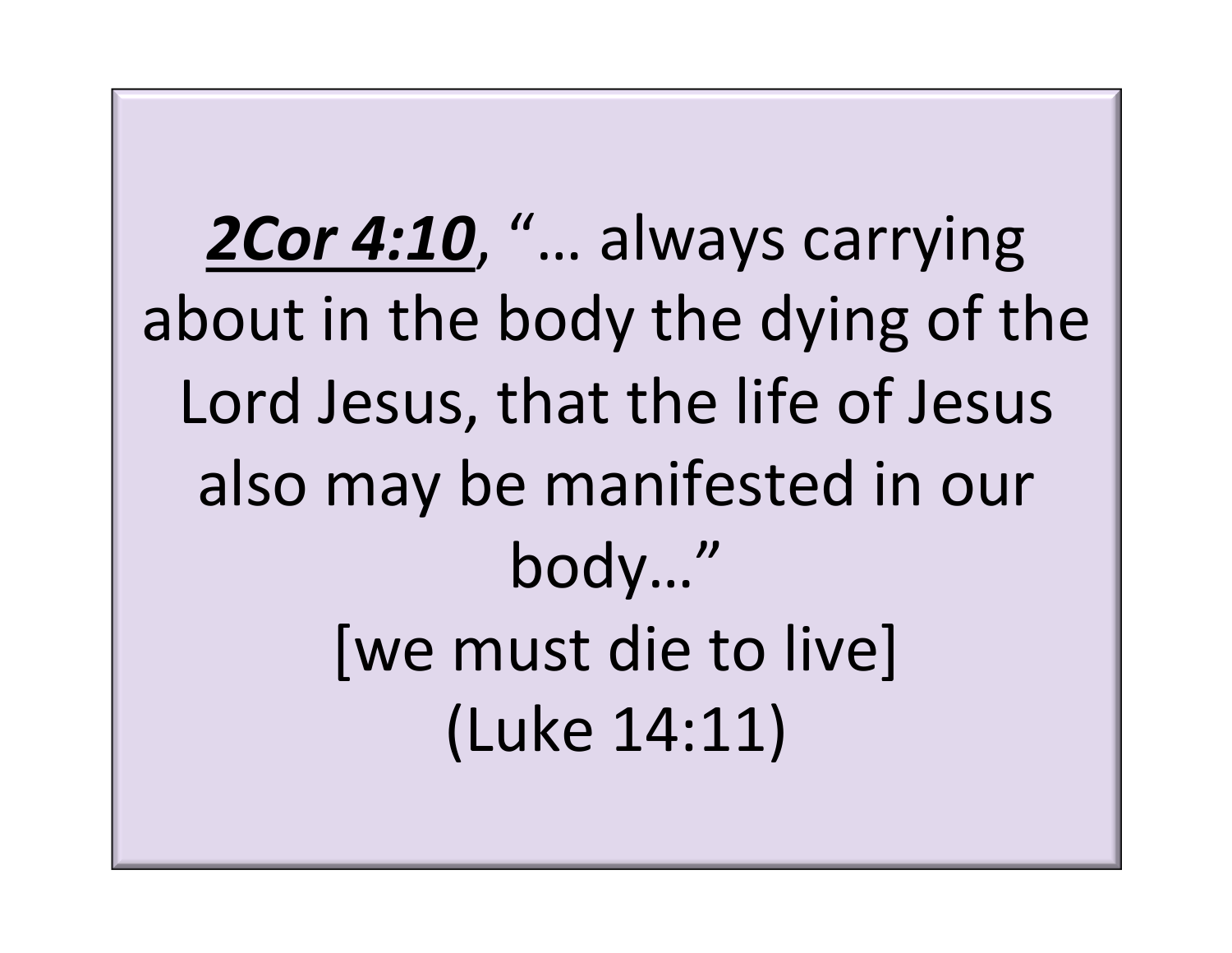***<u>2Cor 4:10</u>***, "… always carrying about in the body the dying of the Lord Jesus, that the life of Jesus also may be manifested in our body…"

[we must die to live]

(Luke 14:11)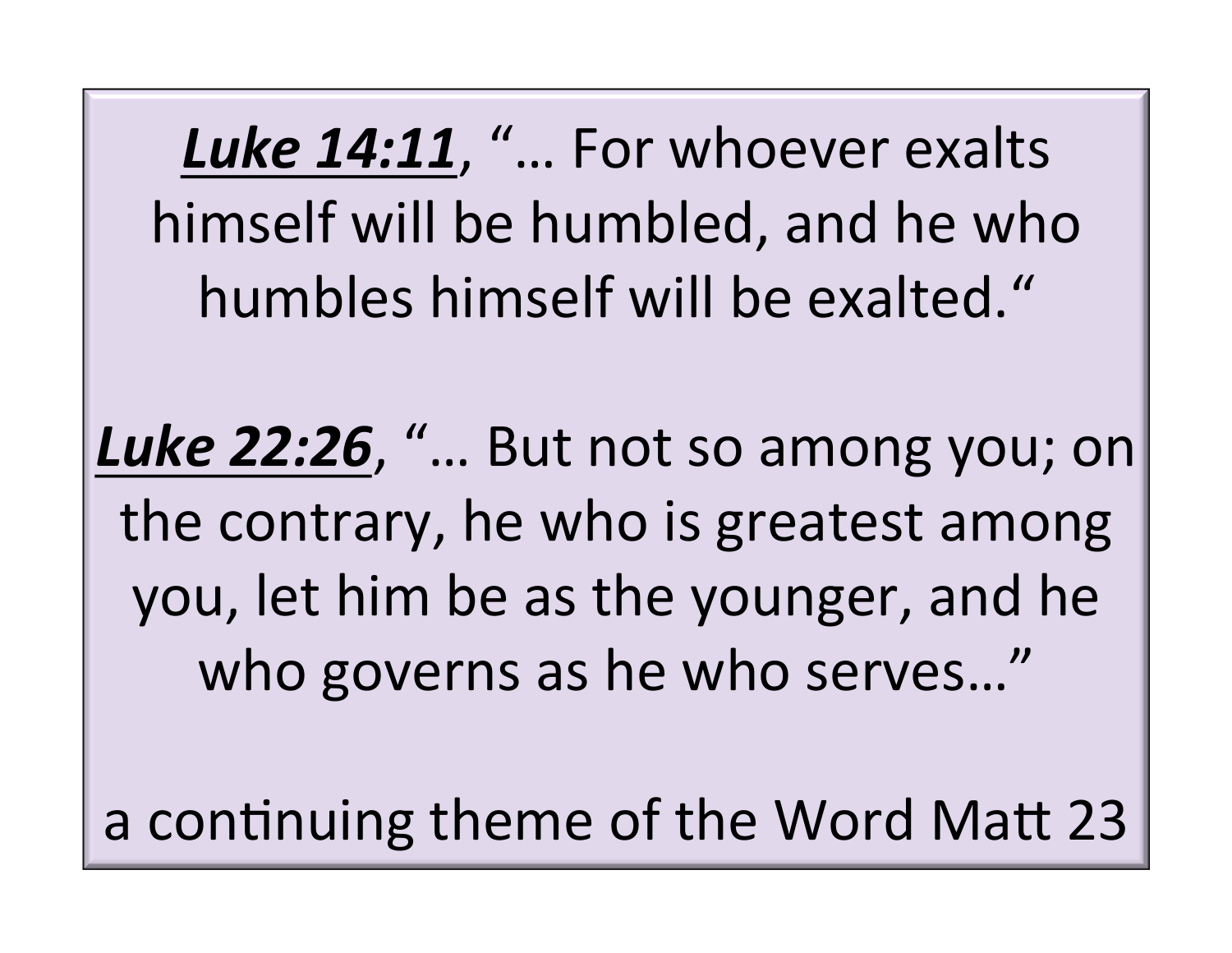***<u>Luke 14:11</u>***, "… For whoever exalts himself will be humbled, and he who humbles himself will be exalted."

***<u>Luke 22:26</u>***, "… But not so among you; on the contrary, he who is greatest among you, let him be as the younger, and he who governs as he who serves…"

a continuing theme of the Word Matt 23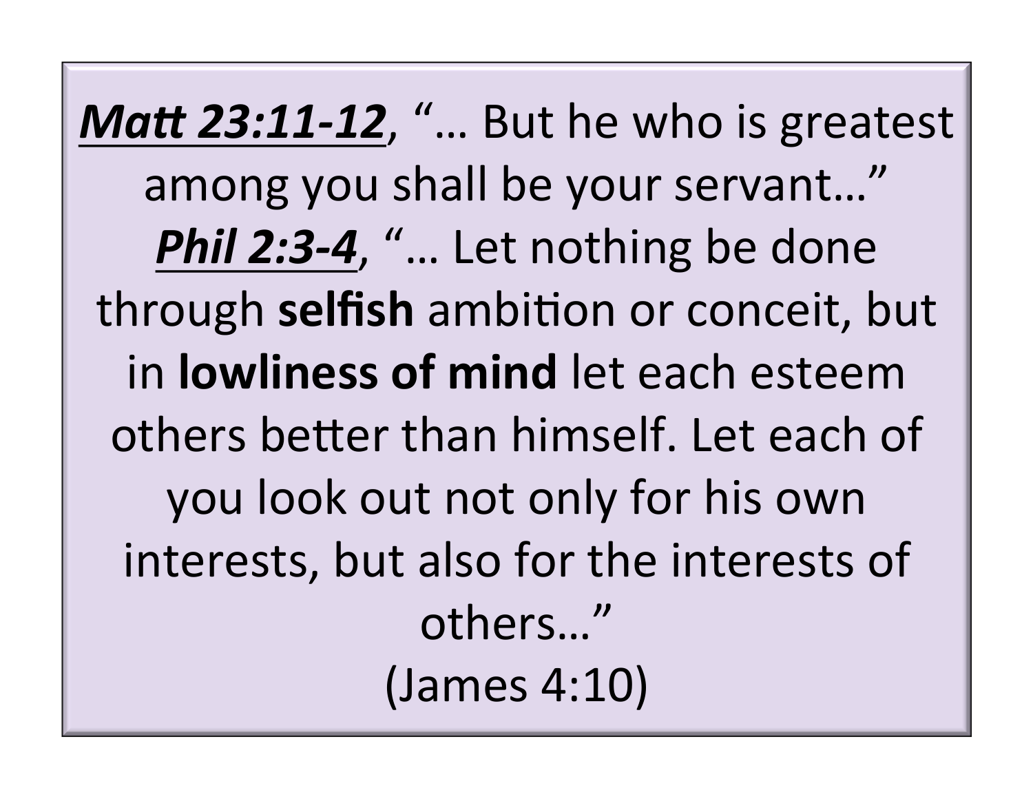***<u>Matt 23:11-12</u>***, "… But he who is greatest among you shall be your servant…"

***<u>Phil 2:3-4</u>***, "… Let nothing be done through **selfish** ambition or conceit, but in **lowliness of mind** let each esteem others better than himself. Let each of you look out not only for his own interests, but also for the interests of others…"

(James 4:10)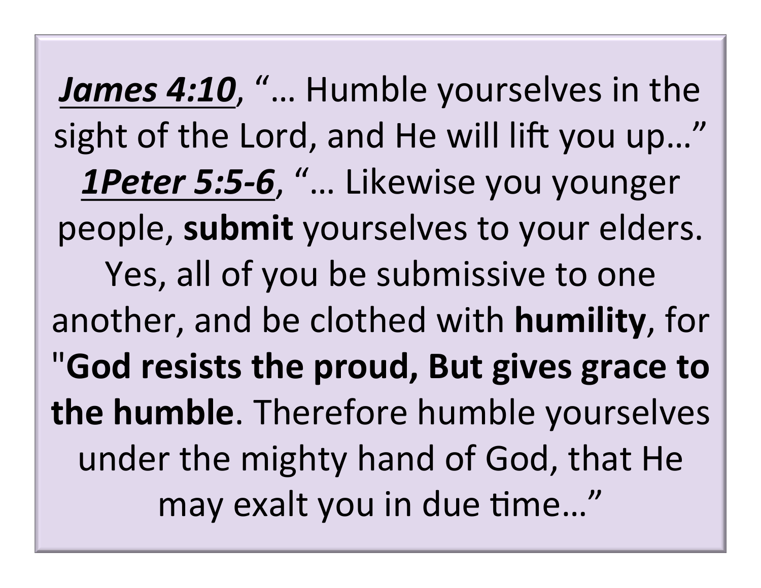***<u>James 4:10</u>***, "… Humble yourselves in the sight of the Lord, and He will lift you up…" ***<u>1Peter 5:5-6</u>***, "… Likewise you younger people, **submit** yourselves to your elders. Yes, all of you be submissive to one another, and be clothed with **humility**, for "**God resists the proud, But gives grace to the humble**. Therefore humble yourselves under the mighty hand of God, that He may exalt you in due time…"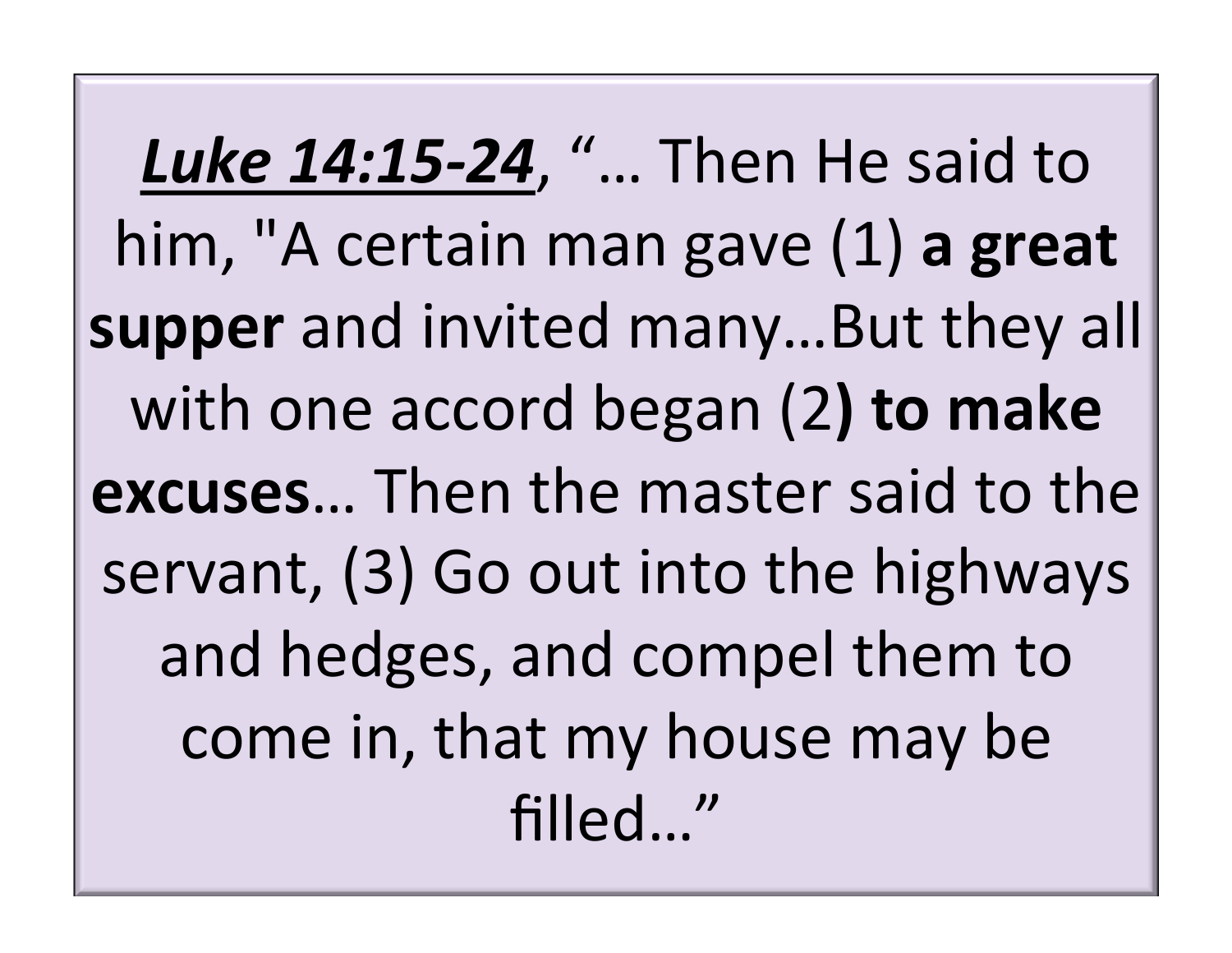***<u>Luke 14:15-24</u>***, "… Then He said to him, "A certain man gave (1) **a great supper** and invited many…But they all with one accord began (2**) to make excuses**… Then the master said to the servant, (3) Go out into the highways and hedges, and compel them to come in, that my house may be filled…"